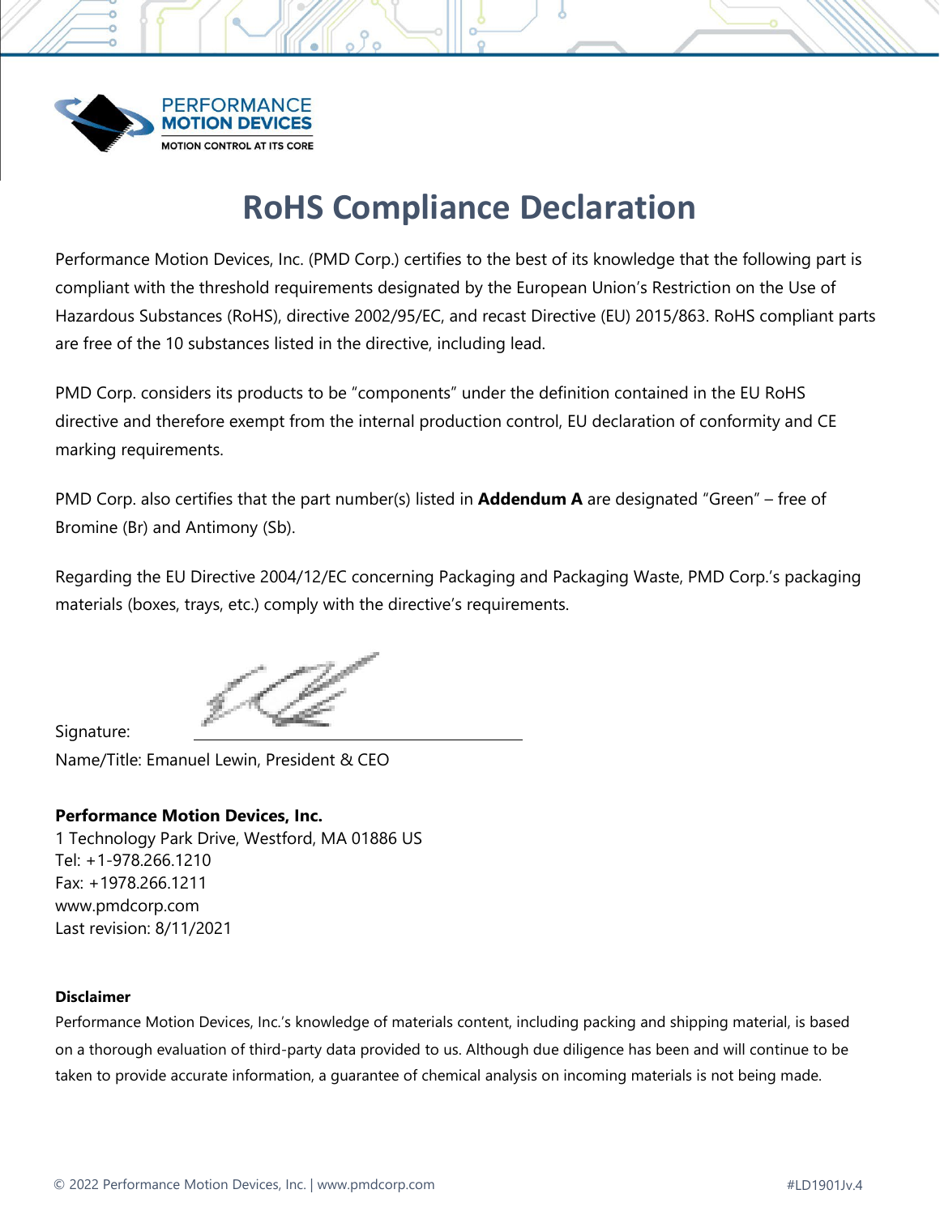PERFORMANCE
MOTION DEVICES
MOTION CONTROL AT ITS CORE

# RoHS Compliance Declaration

Performance Motion Devices, Inc. (PMD Corp.) certifies to the best of its knowledge that the following part is compliant with the threshold requirements designated by the European Union's Restriction on the Use of Hazardous Substances (RoHS), directive 2002/95/EC, and recast Directive (EU) 2015/863. RoHS compliant parts are free of the 10 substances listed in the directive, including lead.

PMD Corp. considers its products to be "components" under the definition contained in the EU RoHS directive and therefore exempt from the internal production control, EU declaration of conformity and CE marking requirements.

PMD Corp. also certifies that the part number(s) listed in **Addendum A** are designated "Green" – free of Bromine (Br) and Antimony (Sb).

Regarding the EU Directive 2004/12/EC concerning Packaging and Packaging Waste, PMD Corp.'s packaging materials (boxes, trays, etc.) comply with the directive's requirements.

Signature: ______________________________

Name/Title: Emanuel Lewin, President & CEO

**Performance Motion Devices, Inc.**
1 Technology Park Drive, Westford, MA 01886 US
Tel: +1-978.266.1210
Fax: +1978.266.1211
www.pmdcorp.com
Last revision: 8/11/2021

**Disclaimer**

Performance Motion Devices, Inc.'s knowledge of materials content, including packing and shipping material, is based on a thorough evaluation of third-party data provided to us. Although due diligence has been and will continue to be taken to provide accurate information, a guarantee of chemical analysis on incoming materials is not being made.

© 2022 Performance Motion Devices, Inc. | www.pmdcorp.com #LD1901Jv.4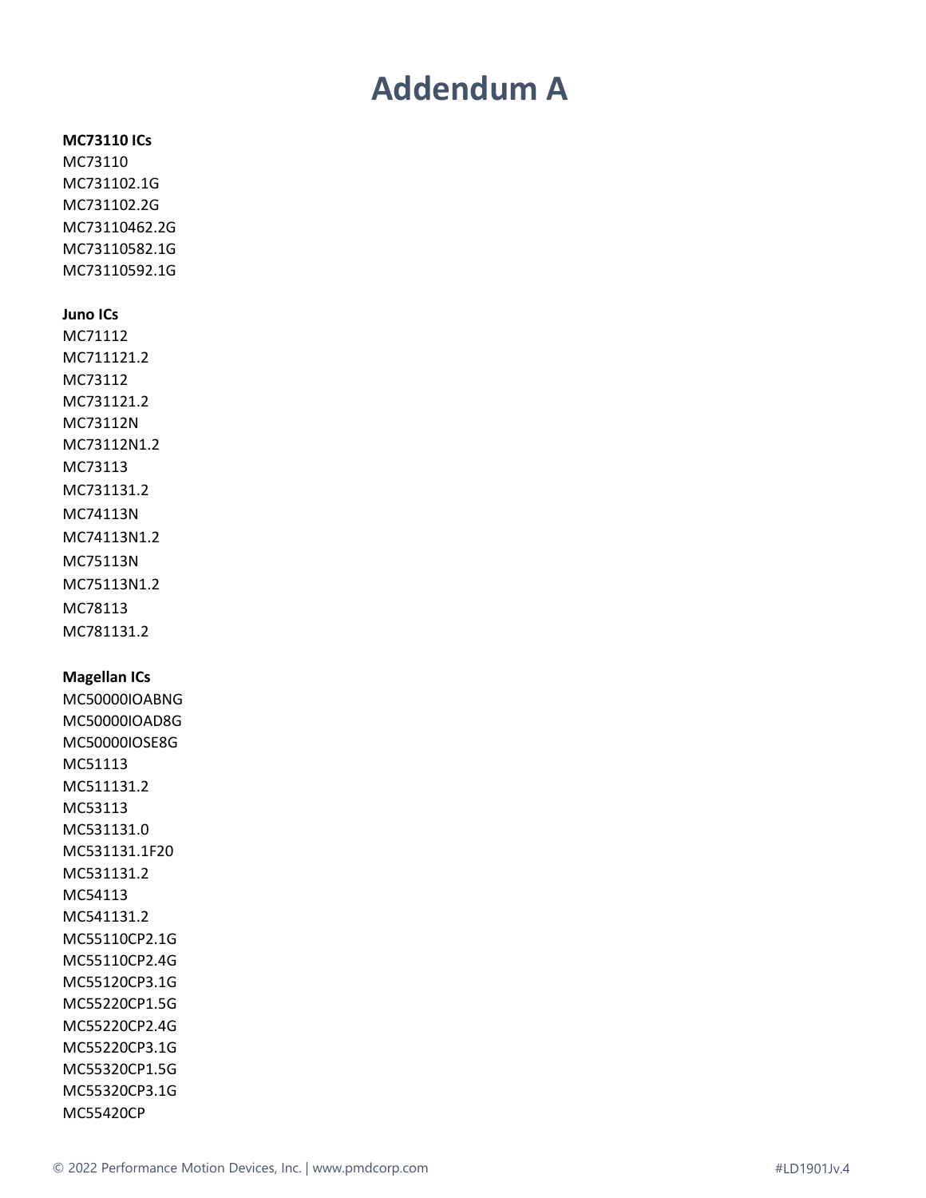# Addendum A

**MC73110 ICs**

MC73110
MC731102.1G
MC731102.2G
MC73110462.2G
MC73110582.1G
MC73110592.1G

**Juno ICs**

MC71112
MC711121.2
MC73112
MC731121.2
MC73112N
MC73112N1.2
MC73113
MC731131.2
MC74113N
MC74113N1.2
MC75113N
MC75113N1.2
MC78113
MC781131.2

**Magellan ICs**

MC50000IOABNG
MC50000IOAD8G
MC50000IOSE8G
MC51113
MC511131.2
MC53113
MC531131.0
MC531131.1F20
MC531131.2
MC54113
MC541131.2
MC55110CP2.1G
MC55110CP2.4G
MC55120CP3.1G
MC55220CP1.5G
MC55220CP2.4G
MC55220CP3.1G
MC55320CP1.5G
MC55320CP3.1G
MC55420CP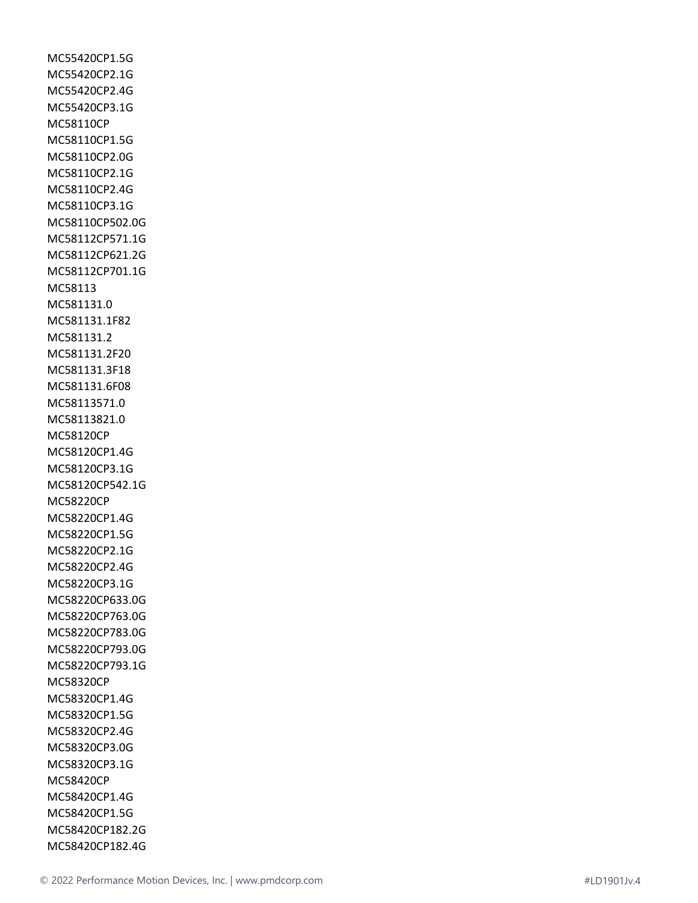MC55420CP1.5G
MC55420CP2.1G
MC55420CP2.4G
MC55420CP3.1G
MC58110CP
MC58110CP1.5G
MC58110CP2.0G
MC58110CP2.1G
MC58110CP2.4G
MC58110CP3.1G
MC58110CP502.0G
MC58112CP571.1G
MC58112CP621.2G
MC58112CP701.1G
MC58113
MC581131.0
MC581131.1F82
MC581131.2
MC581131.2F20
MC581131.3F18
MC581131.6F08
MC58113571.0
MC58113821.0
MC58120CP
MC58120CP1.4G
MC58120CP3.1G
MC58120CP542.1G
MC58220CP
MC58220CP1.4G
MC58220CP1.5G
MC58220CP2.1G
MC58220CP2.4G
MC58220CP3.1G
MC58220CP633.0G
MC58220CP763.0G
MC58220CP783.0G
MC58220CP793.0G
MC58220CP793.1G
MC58320CP
MC58320CP1.4G
MC58320CP1.5G
MC58320CP2.4G
MC58320CP3.0G
MC58320CP3.1G
MC58420CP
MC58420CP1.4G
MC58420CP1.5G
MC58420CP182.2G
MC58420CP182.4G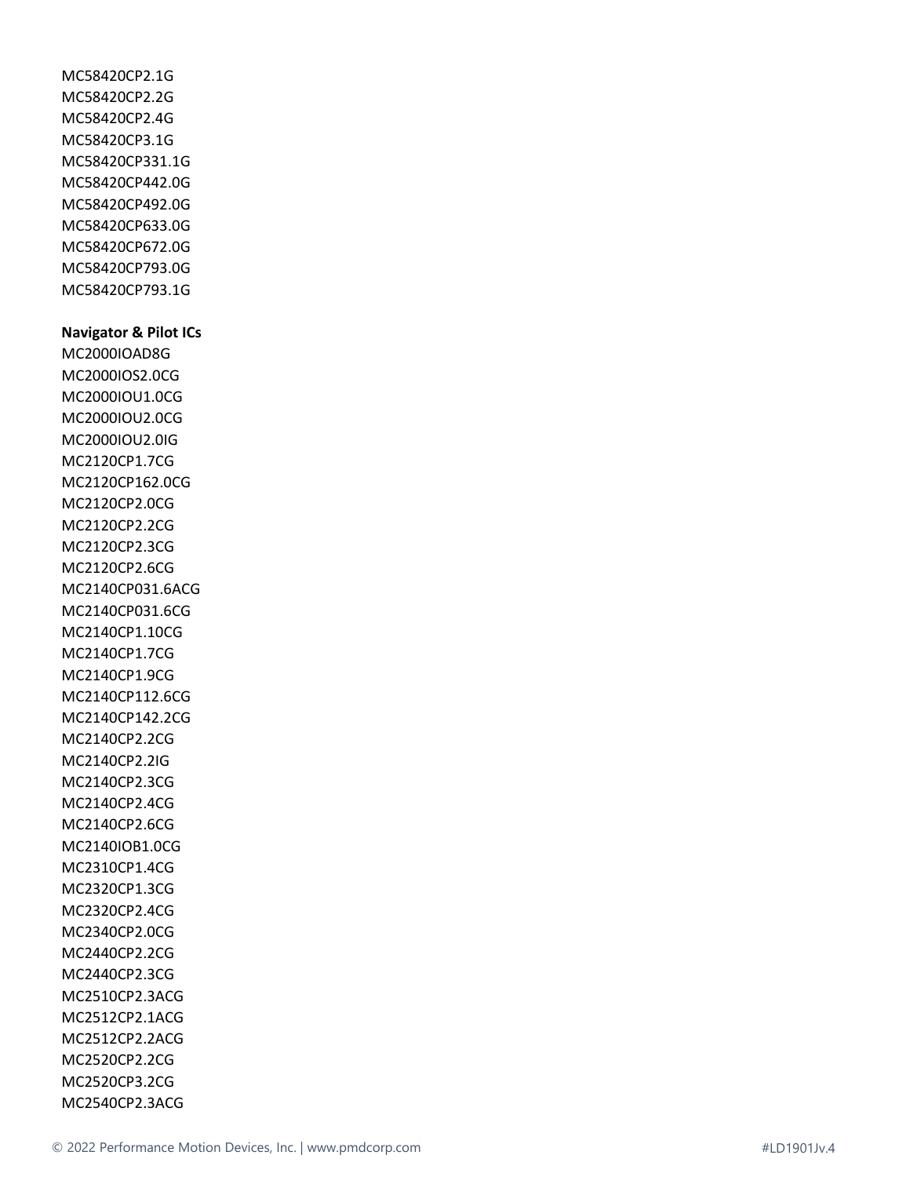MC58420CP2.1G
MC58420CP2.2G
MC58420CP2.4G
MC58420CP3.1G
MC58420CP331.1G
MC58420CP442.0G
MC58420CP492.0G
MC58420CP633.0G
MC58420CP672.0G
MC58420CP793.0G
MC58420CP793.1G

**Navigator & Pilot ICs**
MC2000IOAD8G
MC2000IOS2.0CG
MC2000IOU1.0CG
MC2000IOU2.0CG
MC2000IOU2.0IG
MC2120CP1.7CG
MC2120CP162.0CG
MC2120CP2.0CG
MC2120CP2.2CG
MC2120CP2.3CG
MC2120CP2.6CG
MC2140CP031.6ACG
MC2140CP031.6CG
MC2140CP1.10CG
MC2140CP1.7CG
MC2140CP1.9CG
MC2140CP112.6CG
MC2140CP142.2CG
MC2140CP2.2CG
MC2140CP2.2IG
MC2140CP2.3CG
MC2140CP2.4CG
MC2140CP2.6CG
MC2140IOB1.0CG
MC2310CP1.4CG
MC2320CP1.3CG
MC2320CP2.4CG
MC2340CP2.0CG
MC2440CP2.2CG
MC2440CP2.3CG
MC2510CP2.3ACG
MC2512CP2.1ACG
MC2512CP2.2ACG
MC2520CP2.2CG
MC2520CP3.2CG
MC2540CP2.3ACG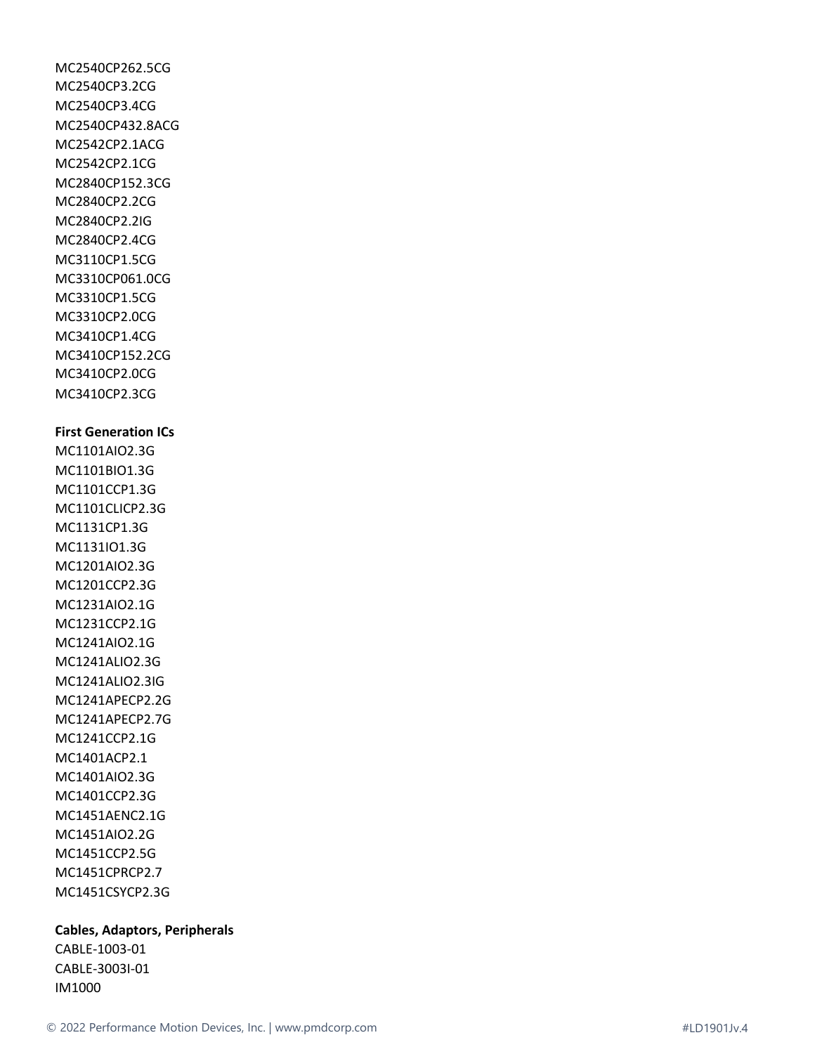MC2540CP262.5CG
MC2540CP3.2CG
MC2540CP3.4CG
MC2540CP432.8ACG
MC2542CP2.1ACG
MC2542CP2.1CG
MC2840CP152.3CG
MC2840CP2.2CG
MC2840CP2.2IG
MC2840CP2.4CG
MC3110CP1.5CG
MC3310CP061.0CG
MC3310CP1.5CG
MC3310CP2.0CG
MC3410CP1.4CG
MC3410CP152.2CG
MC3410CP2.0CG
MC3410CP2.3CG

**First Generation ICs**
MC1101AIO2.3G
MC1101BIO1.3G
MC1101CCP1.3G
MC1101CLICP2.3G
MC1131CP1.3G
MC1131IO1.3G
MC1201AIO2.3G
MC1201CCP2.3G
MC1231AIO2.1G
MC1231CCP2.1G
MC1241AIO2.1G
MC1241ALIO2.3G
MC1241ALIO2.3IG
MC1241APECP2.2G
MC1241APECP2.7G
MC1241CCP2.1G
MC1401ACP2.1
MC1401AIO2.3G
MC1401CCP2.3G
MC1451AENC2.1G
MC1451AIO2.2G
MC1451CCP2.5G
MC1451CPRCP2.7
MC1451CSYCP2.3G

**Cables, Adaptors, Peripherals**
CABLE-1003-01
CABLE-3003I-01
IM1000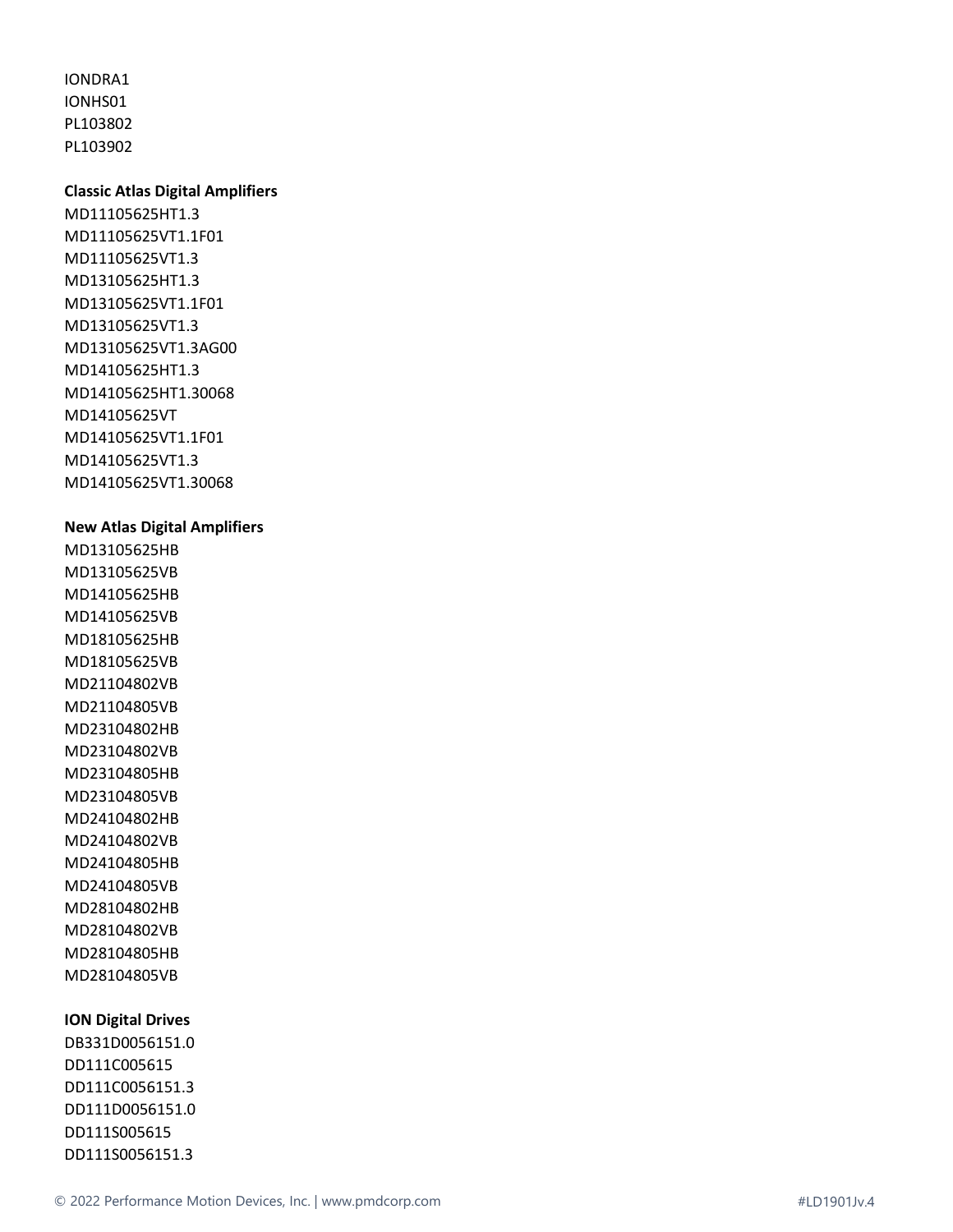IONDRA1
IONHS01
PL103802
PL103902

**Classic Atlas Digital Amplifiers**
MD11105625HT1.3
MD11105625VT1.1F01
MD11105625VT1.3
MD13105625HT1.3
MD13105625VT1.1F01
MD13105625VT1.3
MD13105625VT1.3AG00
MD14105625HT1.3
MD14105625HT1.30068
MD14105625VT
MD14105625VT1.1F01
MD14105625VT1.3
MD14105625VT1.30068

**New Atlas Digital Amplifiers**
MD13105625HB
MD13105625VB
MD14105625HB
MD14105625VB
MD18105625HB
MD18105625VB
MD21104802VB
MD21104805VB
MD23104802HB
MD23104802VB
MD23104805HB
MD23104805VB
MD24104802HB
MD24104802VB
MD24104805HB
MD24104805VB
MD28104802HB
MD28104802VB
MD28104805HB
MD28104805VB

**ION Digital Drives**
DB331D0056151.0
DD111C005615
DD111C0056151.3
DD111D0056151.0
DD111S005615
DD111S0056151.3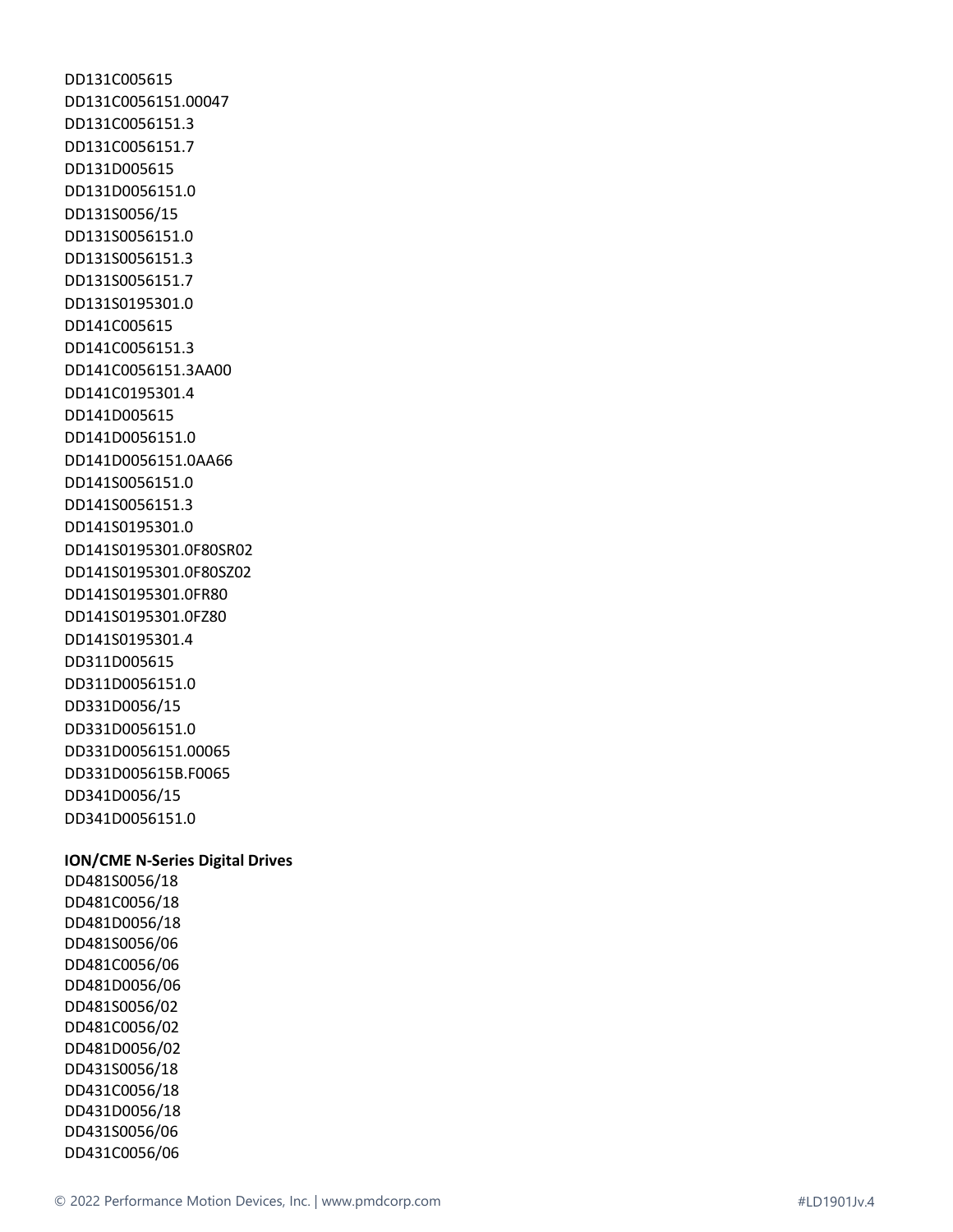DD131C005615
DD131C0056151.00047
DD131C0056151.3
DD131C0056151.7
DD131D005615
DD131D0056151.0
DD131S0056/15
DD131S0056151.0
DD131S0056151.3
DD131S0056151.7
DD131S0195301.0
DD141C005615
DD141C0056151.3
DD141C0056151.3AA00
DD141C0195301.4
DD141D005615
DD141D0056151.0
DD141D0056151.0AA66
DD141S0056151.0
DD141S0056151.3
DD141S0195301.0
DD141S0195301.0F80SR02
DD141S0195301.0F80SZ02
DD141S0195301.0FR80
DD141S0195301.0FZ80
DD141S0195301.4
DD311D005615
DD311D0056151.0
DD331D0056/15
DD331D0056151.0
DD331D0056151.00065
DD331D005615B.F0065
DD341D0056/15
DD341D0056151.0

**ION/CME N-Series Digital Drives**

DD481S0056/18
DD481C0056/18
DD481D0056/18
DD481S0056/06
DD481C0056/06
DD481D0056/06
DD481S0056/02
DD481C0056/02
DD481D0056/02
DD431S0056/18
DD431C0056/18
DD431D0056/18
DD431S0056/06
DD431C0056/06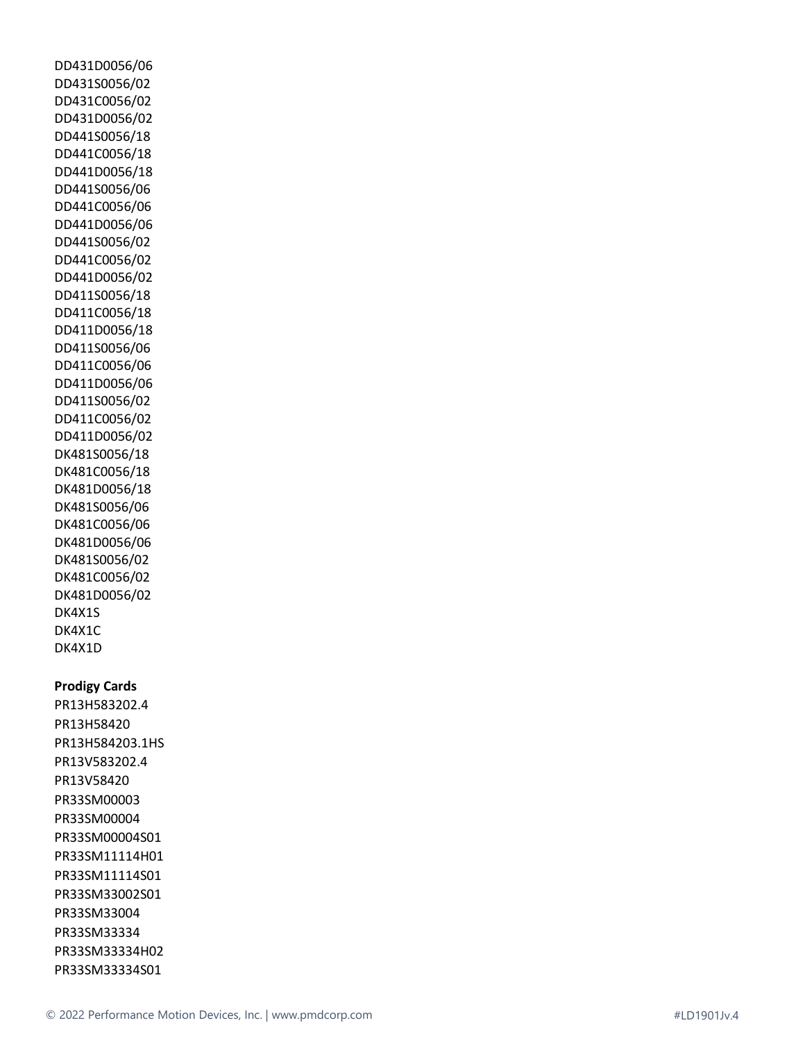DD431D0056/06
DD431S0056/02
DD431C0056/02
DD431D0056/02
DD441S0056/18
DD441C0056/18
DD441D0056/18
DD441S0056/06
DD441C0056/06
DD441D0056/06
DD441S0056/02
DD441C0056/02
DD441D0056/02
DD411S0056/18
DD411C0056/18
DD411D0056/18
DD411S0056/06
DD411C0056/06
DD411D0056/06
DD411S0056/02
DD411C0056/02
DD411D0056/02
DK481S0056/18
DK481C0056/18
DK481D0056/18
DK481S0056/06
DK481C0056/06
DK481D0056/06
DK481S0056/02
DK481C0056/02
DK481D0056/02
DK4X1S
DK4X1C
DK4X1D

**Prodigy Cards**

PR13H583202.4
PR13H58420
PR13H584203.1HS
PR13V583202.4
PR13V58420
PR33SM00003
PR33SM00004
PR33SM00004S01
PR33SM11114H01
PR33SM11114S01
PR33SM33002S01
PR33SM33004
PR33SM33334
PR33SM33334H02
PR33SM33334S01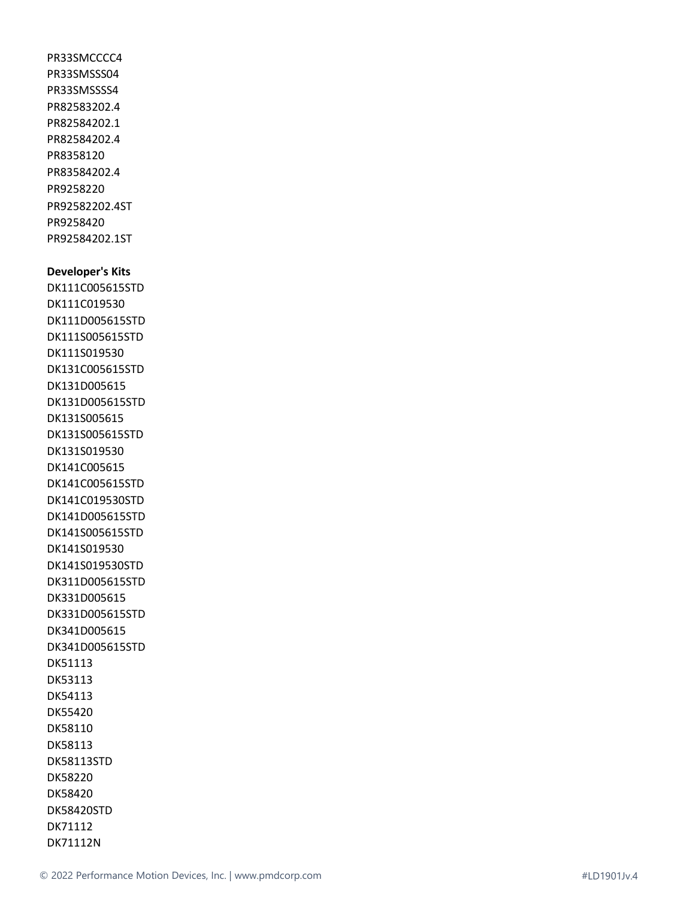PR33SMCCCC4
PR33SMSSS04
PR33SMSSSS4
PR82583202.4
PR82584202.1
PR82584202.4
PR8358120
PR83584202.4
PR9258220
PR92582202.4ST
PR9258420
PR92584202.1ST

**Developer's Kits**

DK111C005615STD
DK111C019530
DK111D005615STD
DK111S005615STD
DK111S019530
DK131C005615STD
DK131D005615
DK131D005615STD
DK131S005615
DK131S005615STD
DK131S019530
DK141C005615
DK141C005615STD
DK141C019530STD
DK141D005615STD
DK141S005615STD
DK141S019530
DK141S019530STD
DK311D005615STD
DK331D005615
DK331D005615STD
DK341D005615
DK341D005615STD
DK51113
DK53113
DK54113
DK55420
DK58110
DK58113
DK58113STD
DK58220
DK58420
DK58420STD
DK71112
DK71112N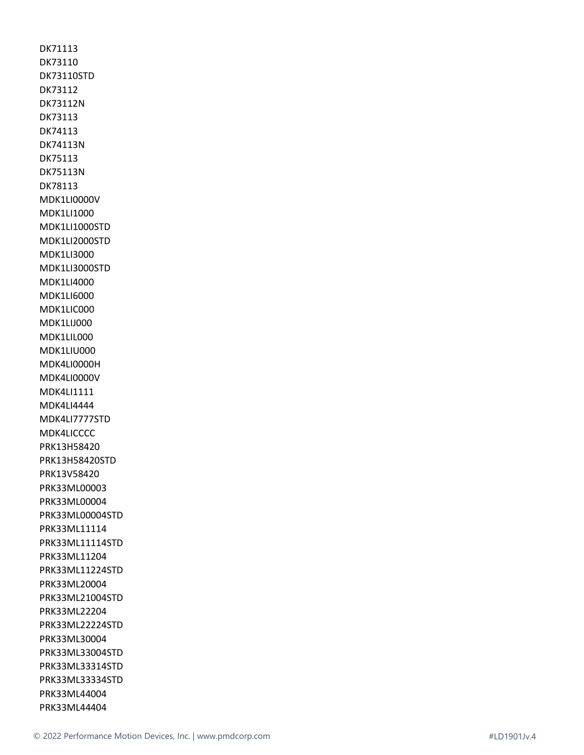DK71113
DK73110
DK73110STD
DK73112
DK73112N
DK73113
DK74113
DK74113N
DK75113
DK75113N
DK78113
MDK1LI0000V
MDK1LI1000
MDK1LI1000STD
MDK1LI2000STD
MDK1LI3000
MDK1LI3000STD
MDK1LI4000
MDK1LI6000
MDK1LIC000
MDK1LIJ000
MDK1LIL000
MDK1LIU000
MDK4LI0000H
MDK4LI0000V
MDK4LI1111
MDK4LI4444
MDK4LI7777STD
MDK4LICCCC
PRK13H58420
PRK13H58420STD
PRK13V58420
PRK33ML00003
PRK33ML00004
PRK33ML00004STD
PRK33ML11114
PRK33ML11114STD
PRK33ML11204
PRK33ML11224STD
PRK33ML20004
PRK33ML21004STD
PRK33ML22204
PRK33ML22224STD
PRK33ML30004
PRK33ML33004STD
PRK33ML33314STD
PRK33ML33334STD
PRK33ML44004
PRK33ML44404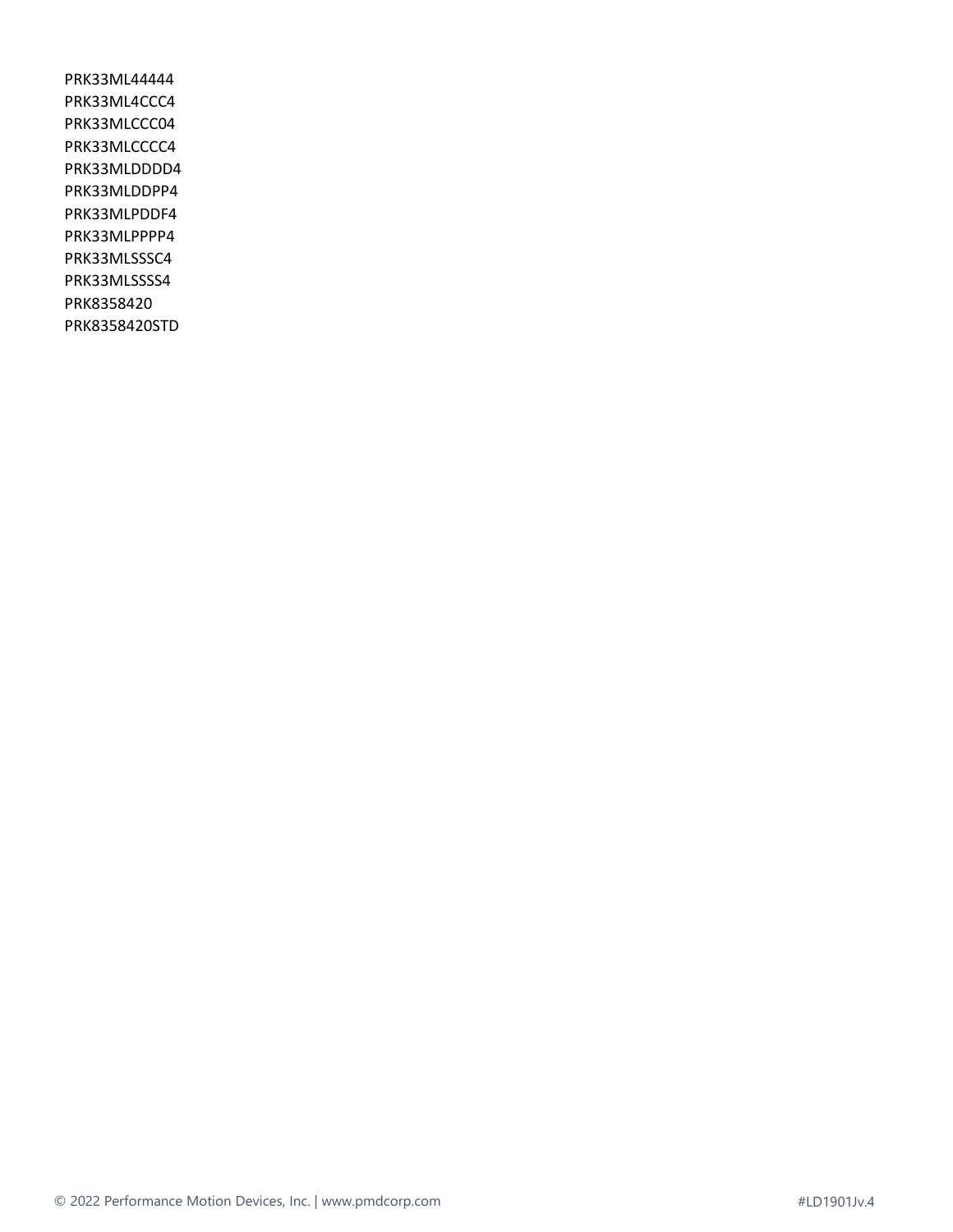PRK33ML44444
PRK33ML4CCC4
PRK33MLCCC04
PRK33MLCCCC4
PRK33MLDDDD4
PRK33MLDDPP4
PRK33MLPDDF4
PRK33MLPPPP4
PRK33MLSSSC4
PRK33MLSSSS4
PRK8358420
PRK8358420STD